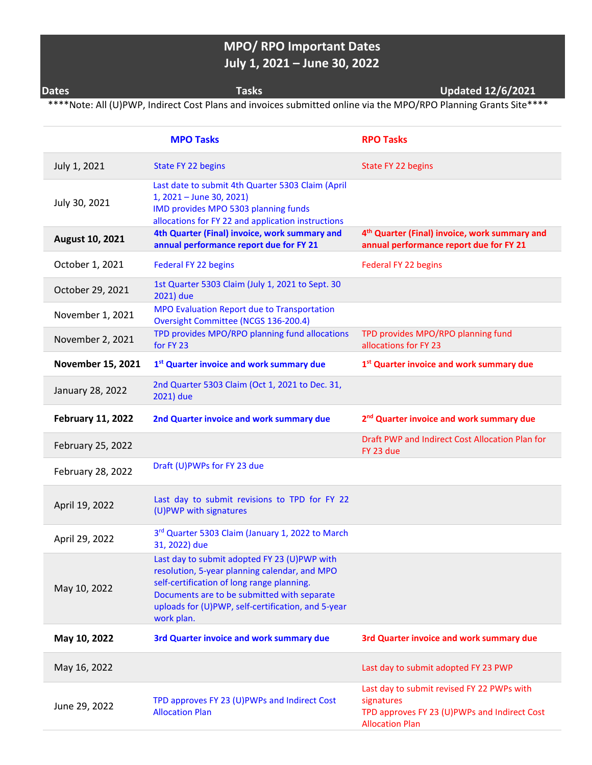# MPO/ RPO Important Dates
## July 1, 2021 – June 30, 2022

**Dates** | **Tasks** | **Updated 12/6/2021**

****Note: All (U)PWP, Indirect Cost Plans and invoices submitted online via the MPO/RPO Planning Grants Site****

| | MPO Tasks | RPO Tasks |
|---|---|---|
| July 1, 2021 | State FY 22 begins | State FY 22 begins |
| July 30, 2021 | Last date to submit 4th Quarter 5303 Claim (April 1, 2021 – June 30, 2021)<br>IMD provides MPO 5303 planning funds allocations for FY 22 and application instructions | |
| **August 10, 2021** | **4th Quarter (Final) invoice, work summary and annual performance report due for FY 21** | **4th Quarter (Final) invoice, work summary and annual performance report due for FY 21** |
| October 1, 2021 | Federal FY 22 begins | Federal FY 22 begins |
| October 29, 2021 | 1st Quarter 5303 Claim (July 1, 2021 to Sept. 30 2021) due | |
| November 1, 2021 | MPO Evaluation Report due to Transportation Oversight Committee (NCGS 136-200.4) | |
| November 2, 2021 | TPD provides MPO/RPO planning fund allocations for FY 23 | TPD provides MPO/RPO planning fund allocations for FY 23 |
| **November 15, 2021** | **1st Quarter invoice and work summary due** | **1st Quarter invoice and work summary due** |
| January 28, 2022 | 2nd Quarter 5303 Claim (Oct 1, 2021 to Dec. 31, 2021) due | |
| **February 11, 2022** | **2nd Quarter invoice and work summary due** | **2nd Quarter invoice and work summary due** |
| February 25, 2022 | | Draft PWP and Indirect Cost Allocation Plan for FY 23 due |
| February 28, 2022 | Draft (U)PWPs for FY 23 due | |
| April 19, 2022 | Last day to submit revisions to TPD for FY 22 (U)PWP with signatures | |
| April 29, 2022 | 3rd Quarter 5303 Claim (January 1, 2022 to March 31, 2022) due | |
| May 10, 2022 | Last day to submit adopted FY 23 (U)PWP with resolution, 5-year planning calendar, and MPO self-certification of long range planning. Documents are to be submitted with separate uploads for (U)PWP, self-certification, and 5-year work plan. | |
| **May 10, 2022** | **3rd Quarter invoice and work summary due** | **3rd Quarter invoice and work summary due** |
| May 16, 2022 | | Last day to submit adopted FY 23 PWP |
| June 29, 2022 | TPD approves FY 23 (U)PWPs and Indirect Cost Allocation Plan | Last day to submit revised FY 22 PWPs with signatures<br>TPD approves FY 23 (U)PWPs and Indirect Cost Allocation Plan |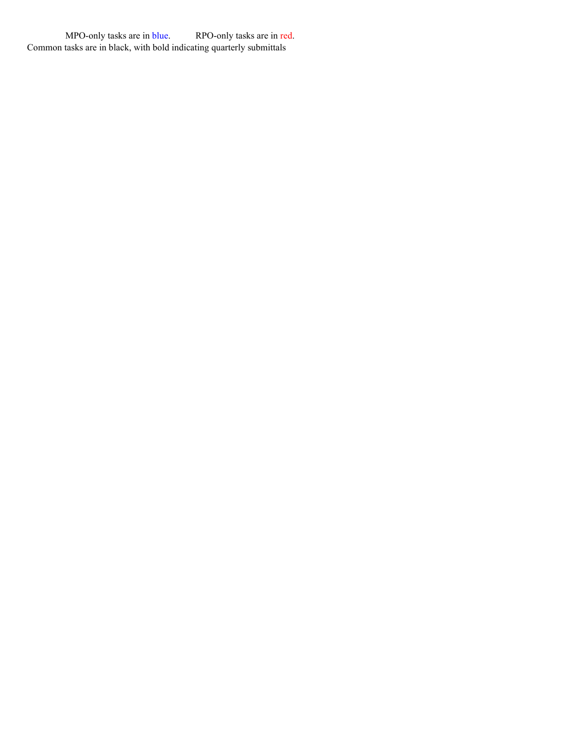MPO-only tasks are in blue. RPO-only tasks are in red.
Common tasks are in black, with bold indicating quarterly submittals